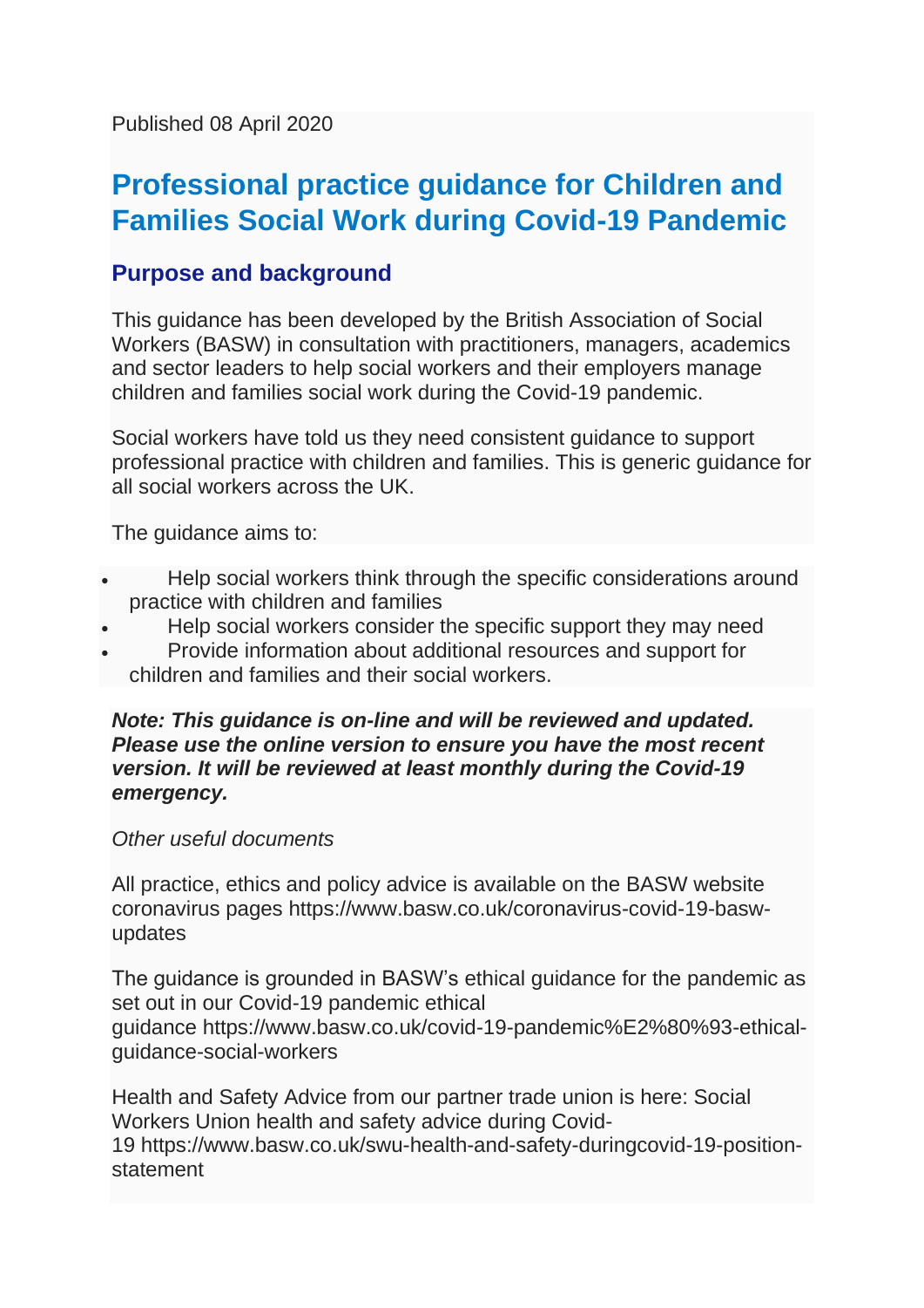Published 08 April 2020

# Professional practice guidance for Children and Families Social Work during Covid-19 Pandemic

## Purpose and background

This guidance has been developed by the British Association of Social Workers (BASW) in consultation with practitioners, managers, academics and sector leaders to help social workers and their employers manage children and families social work during the Covid-19 pandemic.

Social workers have told us they need consistent guidance to support professional practice with children and families. This is generic guidance for all social workers across the UK.

The guidance aims to:

- Help social workers think through the specific considerations around practice with children and families
- Help social workers consider the specific support they may need
- Provide information about additional resources and support for children and families and their social workers.

***Note: This guidance is on-line and will be reviewed and updated. Please use the online version to ensure you have the most recent version. It will be reviewed at least monthly during the Covid-19 emergency.***

*Other useful documents*

All practice, ethics and policy advice is available on the BASW website coronavirus pages https://www.basw.co.uk/coronavirus-covid-19-basw-updates

The guidance is grounded in BASW's ethical guidance for the pandemic as set out in our Covid-19 pandemic ethical guidance https://www.basw.co.uk/covid-19-pandemic%E2%80%93-ethical-guidance-social-workers

Health and Safety Advice from our partner trade union is here: Social Workers Union health and safety advice during Covid-19 https://www.basw.co.uk/swu-health-and-safety-duringcovid-19-position-statement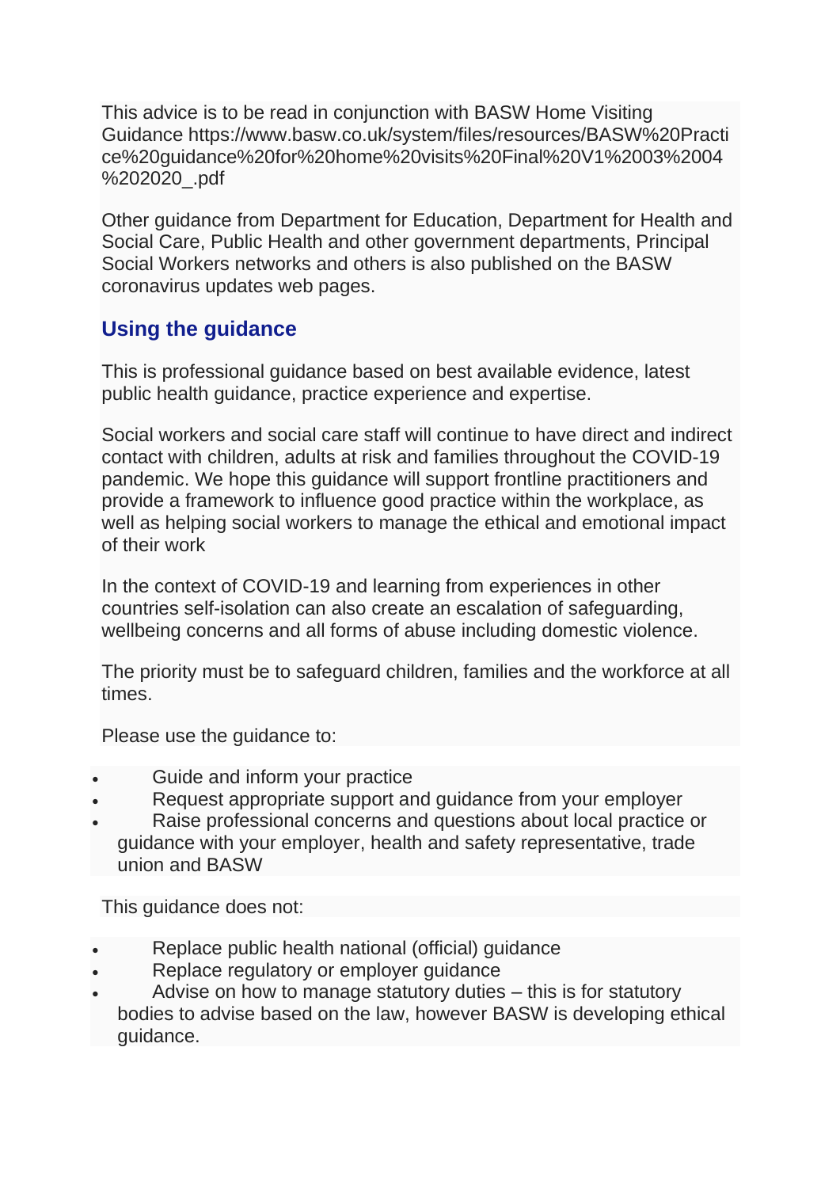This advice is to be read in conjunction with BASW Home Visiting Guidance https://www.basw.co.uk/system/files/resources/BASW%20Practice%20guidance%20for%20home%20visits%20Final%20V1%2003%2004%202020_.pdf

Other guidance from Department for Education, Department for Health and Social Care, Public Health and other government departments, Principal Social Workers networks and others is also published on the BASW coronavirus updates web pages.

## Using the guidance

This is professional guidance based on best available evidence, latest public health guidance, practice experience and expertise.

Social workers and social care staff will continue to have direct and indirect contact with children, adults at risk and families throughout the COVID-19 pandemic. We hope this guidance will support frontline practitioners and provide a framework to influence good practice within the workplace, as well as helping social workers to manage the ethical and emotional impact of their work

In the context of COVID-19 and learning from experiences in other countries self-isolation can also create an escalation of safeguarding, wellbeing concerns and all forms of abuse including domestic violence.

The priority must be to safeguard children, families and the workforce at all times.

Please use the guidance to:

- Guide and inform your practice
- Request appropriate support and guidance from your employer
- Raise professional concerns and questions about local practice or guidance with your employer, health and safety representative, trade union and BASW

This guidance does not:

- Replace public health national (official) guidance
- Replace regulatory or employer guidance
- Advise on how to manage statutory duties – this is for statutory bodies to advise based on the law, however BASW is developing ethical guidance.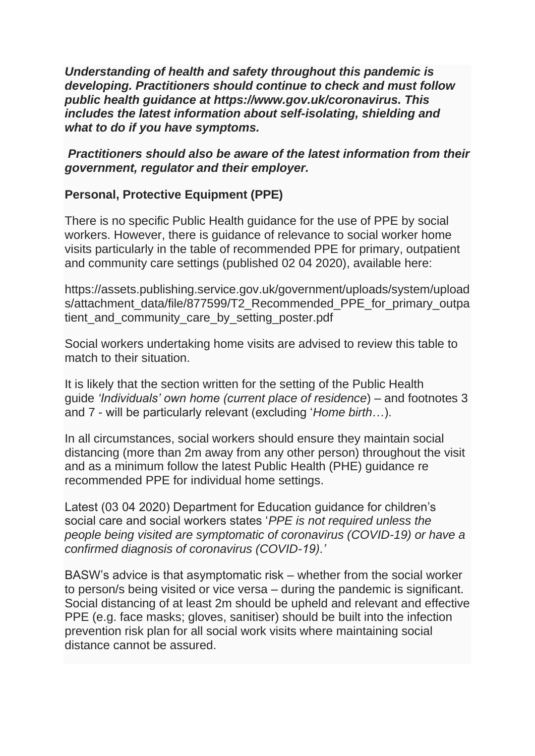***Understanding of health and safety throughout this pandemic is developing. Practitioners should continue to check and must follow public health guidance at https://www.gov.uk/coronavirus. This includes the latest information about self-isolating, shielding and what to do if you have symptoms.***

***Practitioners should also be aware of the latest information from their government, regulator and their employer.***

**Personal, Protective Equipment (PPE)**

There is no specific Public Health guidance for the use of PPE by social workers. However, there is guidance of relevance to social worker home visits particularly in the table of recommended PPE for primary, outpatient and community care settings (published 02 04 2020), available here:

https://assets.publishing.service.gov.uk/government/uploads/system/uploads/attachment_data/file/877599/T2_Recommended_PPE_for_primary_outpatient_and_community_care_by_setting_poster.pdf

Social workers undertaking home visits are advised to review this table to match to their situation.

It is likely that the section written for the setting of the Public Health guide *'Individuals' own home (current place of residence*) – and footnotes 3 and 7 - will be particularly relevant (excluding '*Home birth*…).

In all circumstances, social workers should ensure they maintain social distancing (more than 2m away from any other person) throughout the visit and as a minimum follow the latest Public Health (PHE) guidance re recommended PPE for individual home settings.

Latest (03 04 2020) Department for Education guidance for children's social care and social workers states '*PPE is not required unless the people being visited are symptomatic of coronavirus (COVID-19) or have a confirmed diagnosis of coronavirus (COVID-19).'*

BASW's advice is that asymptomatic risk – whether from the social worker to person/s being visited or vice versa – during the pandemic is significant. Social distancing of at least 2m should be upheld and relevant and effective PPE (e.g. face masks; gloves, sanitiser) should be built into the infection prevention risk plan for all social work visits where maintaining social distance cannot be assured.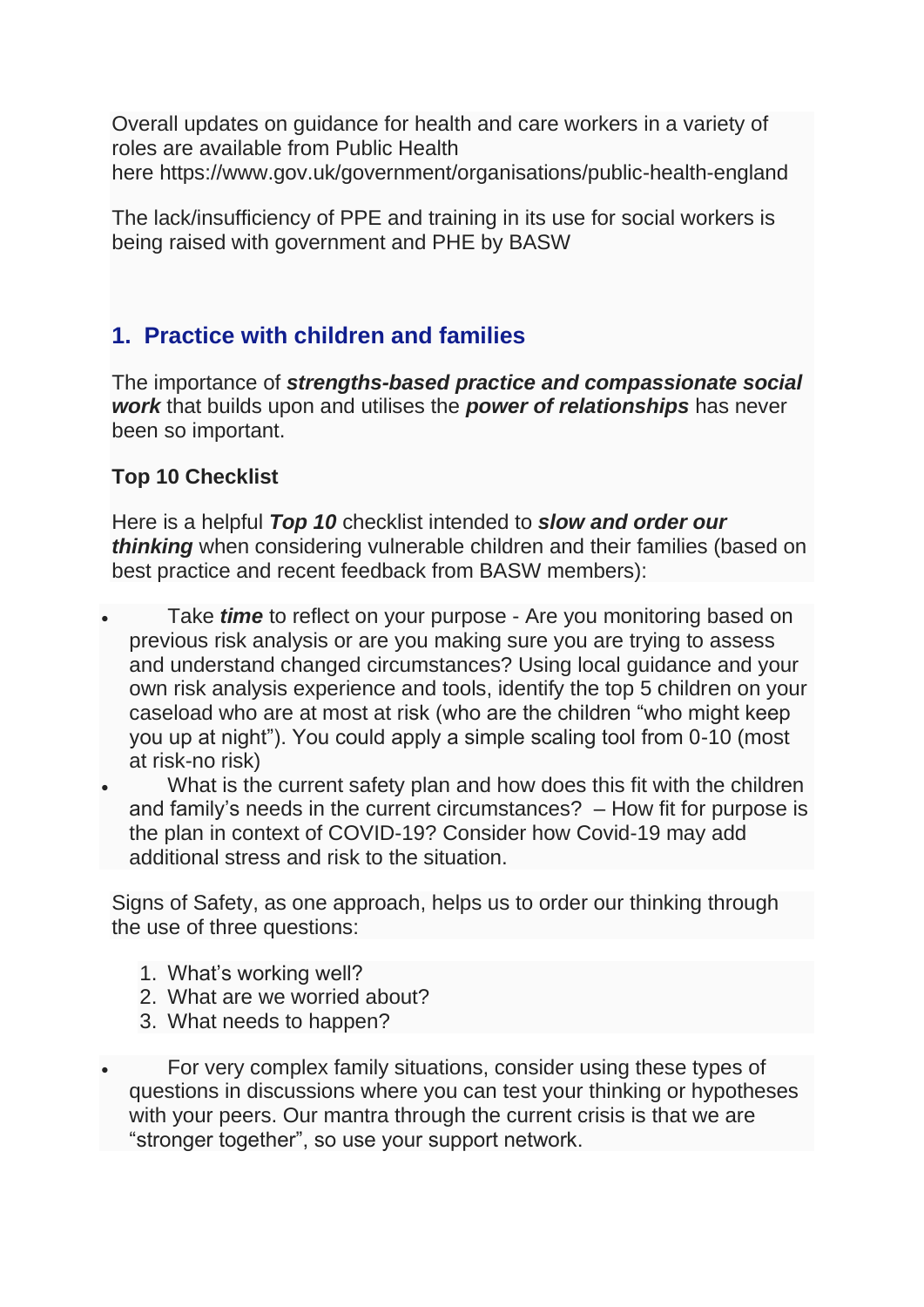Overall updates on guidance for health and care workers in a variety of roles are available from Public Health here https://www.gov.uk/government/organisations/public-health-england

The lack/insufficiency of PPE and training in its use for social workers is being raised with government and PHE by BASW

## 1. Practice with children and families

The importance of ***strengths-based practice and compassionate social work*** that builds upon and utilises the ***power of relationships*** has never been so important.

### Top 10 Checklist

Here is a helpful ***Top 10*** checklist intended to ***slow and order our thinking*** when considering vulnerable children and their families (based on best practice and recent feedback from BASW members):

- Take ***time*** to reflect on your purpose - Are you monitoring based on previous risk analysis or are you making sure you are trying to assess and understand changed circumstances? Using local guidance and your own risk analysis experience and tools, identify the top 5 children on your caseload who are at most at risk (who are the children "who might keep you up at night"). You could apply a simple scaling tool from 0-10 (most at risk-no risk)
- What is the current safety plan and how does this fit with the children and family's needs in the current circumstances? – How fit for purpose is the plan in context of COVID-19? Consider how Covid-19 may add additional stress and risk to the situation.

Signs of Safety, as one approach, helps us to order our thinking through the use of three questions:

1. What's working well?
2. What are we worried about?
3. What needs to happen?

- For very complex family situations, consider using these types of questions in discussions where you can test your thinking or hypotheses with your peers. Our mantra through the current crisis is that we are "stronger together", so use your support network.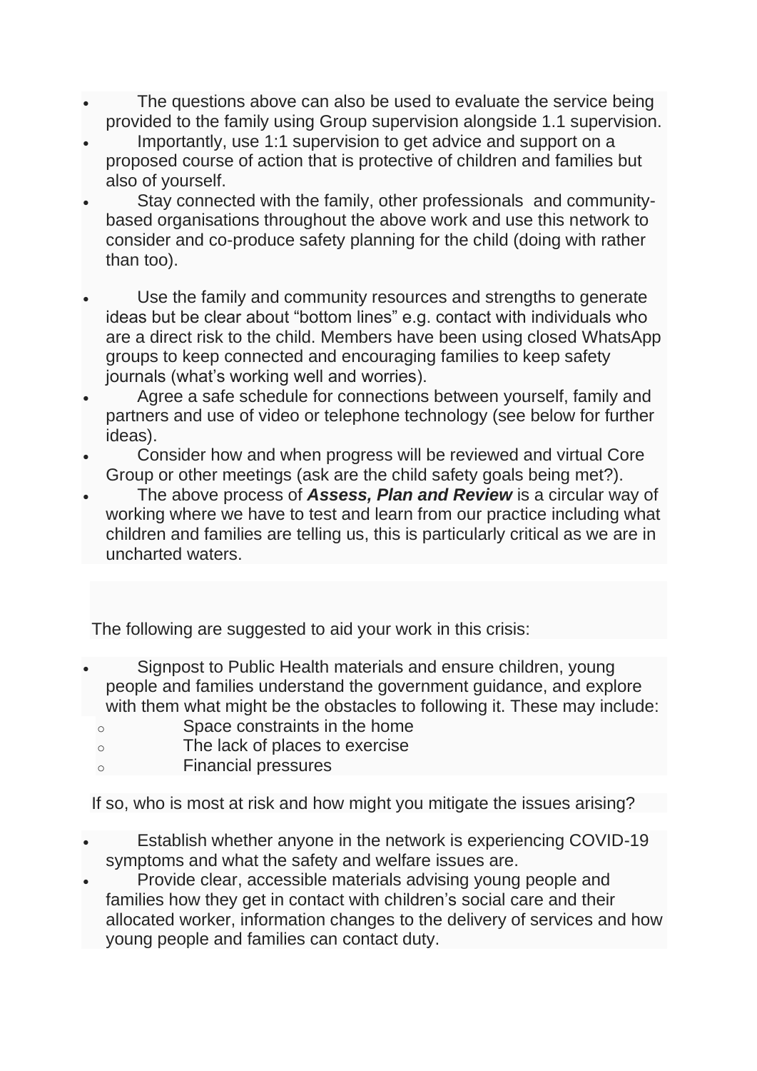- The questions above can also be used to evaluate the service being provided to the family using Group supervision alongside 1.1 supervision.
- Importantly, use 1:1 supervision to get advice and support on a proposed course of action that is protective of children and families but also of yourself.
- Stay connected with the family, other professionals and community-based organisations throughout the above work and use this network to consider and co-produce safety planning for the child (doing with rather than too).
- Use the family and community resources and strengths to generate ideas but be clear about "bottom lines" e.g. contact with individuals who are a direct risk to the child. Members have been using closed WhatsApp groups to keep connected and encouraging families to keep safety journals (what's working well and worries).
- Agree a safe schedule for connections between yourself, family and partners and use of video or telephone technology (see below for further ideas).
- Consider how and when progress will be reviewed and virtual Core Group or other meetings (ask are the child safety goals being met?).
- The above process of ***Assess, Plan and Review*** is a circular way of working where we have to test and learn from our practice including what children and families are telling us, this is particularly critical as we are in uncharted waters.

The following are suggested to aid your work in this crisis:

- Signpost to Public Health materials and ensure children, young people and families understand the government guidance, and explore with them what might be the obstacles to following it. These may include:
  - Space constraints in the home
  - The lack of places to exercise
  - Financial pressures

If so, who is most at risk and how might you mitigate the issues arising?

- Establish whether anyone in the network is experiencing COVID-19 symptoms and what the safety and welfare issues are.
- Provide clear, accessible materials advising young people and families how they get in contact with children's social care and their allocated worker, information changes to the delivery of services and how young people and families can contact duty.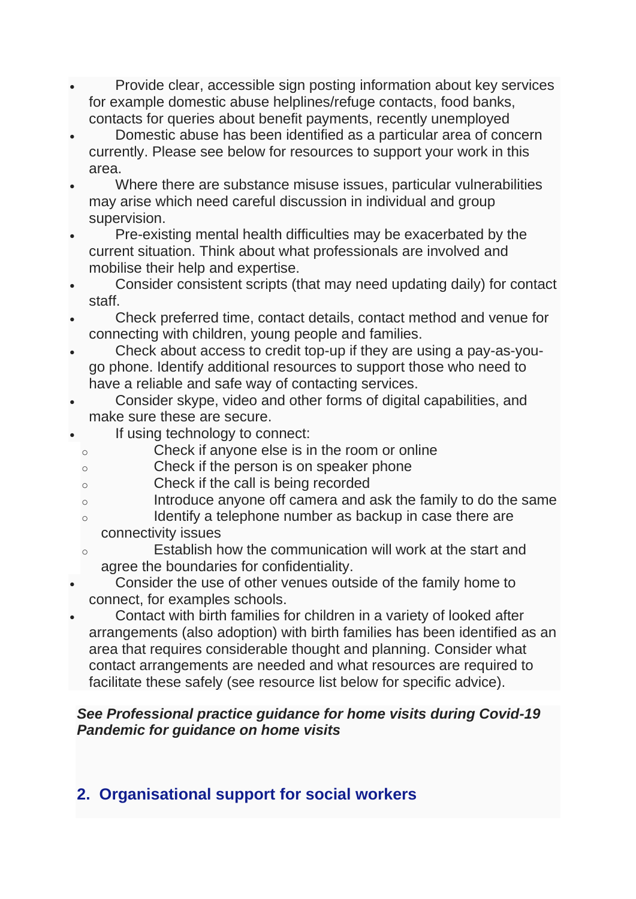- Provide clear, accessible sign posting information about key services for example domestic abuse helplines/refuge contacts, food banks, contacts for queries about benefit payments, recently unemployed
- Domestic abuse has been identified as a particular area of concern currently. Please see below for resources to support your work in this area.
- Where there are substance misuse issues, particular vulnerabilities may arise which need careful discussion in individual and group supervision.
- Pre-existing mental health difficulties may be exacerbated by the current situation. Think about what professionals are involved and mobilise their help and expertise.
- Consider consistent scripts (that may need updating daily) for contact staff.
- Check preferred time, contact details, contact method and venue for connecting with children, young people and families.
- Check about access to credit top-up if they are using a pay-as-you-go phone. Identify additional resources to support those who need to have a reliable and safe way of contacting services.
- Consider skype, video and other forms of digital capabilities, and make sure these are secure.
- If using technology to connect:
  - Check if anyone else is in the room or online
  - Check if the person is on speaker phone
  - Check if the call is being recorded
  - Introduce anyone off camera and ask the family to do the same
  - Identify a telephone number as backup in case there are connectivity issues
  - Establish how the communication will work at the start and agree the boundaries for confidentiality.
- Consider the use of other venues outside of the family home to connect, for examples schools.
- Contact with birth families for children in a variety of looked after arrangements (also adoption) with birth families has been identified as an area that requires considerable thought and planning. Consider what contact arrangements are needed and what resources are required to facilitate these safely (see resource list below for specific advice).

***See Professional practice guidance for home visits during Covid-19 Pandemic for guidance on home visits***

## 2. Organisational support for social workers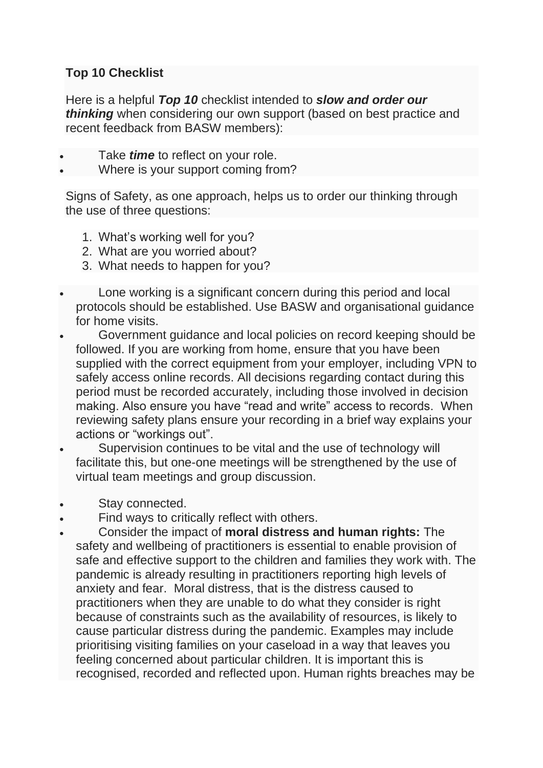**Top 10 Checklist**

Here is a helpful ***Top 10*** checklist intended to ***slow and order our thinking*** when considering our own support (based on best practice and recent feedback from BASW members):

- Take ***time*** to reflect on your role.
- Where is your support coming from?

Signs of Safety, as one approach, helps us to order our thinking through the use of three questions:

1. What's working well for you?
2. What are you worried about?
3. What needs to happen for you?

- Lone working is a significant concern during this period and local protocols should be established. Use BASW and organisational guidance for home visits.
- Government guidance and local policies on record keeping should be followed. If you are working from home, ensure that you have been supplied with the correct equipment from your employer, including VPN to safely access online records. All decisions regarding contact during this period must be recorded accurately, including those involved in decision making. Also ensure you have "read and write" access to records. When reviewing safety plans ensure your recording in a brief way explains your actions or "workings out".
- Supervision continues to be vital and the use of technology will facilitate this, but one-one meetings will be strengthened by the use of virtual team meetings and group discussion.
- Stay connected.
- Find ways to critically reflect with others.
- Consider the impact of **moral distress and human rights:** The safety and wellbeing of practitioners is essential to enable provision of safe and effective support to the children and families they work with. The pandemic is already resulting in practitioners reporting high levels of anxiety and fear. Moral distress, that is the distress caused to practitioners when they are unable to do what they consider is right because of constraints such as the availability of resources, is likely to cause particular distress during the pandemic. Examples may include prioritising visiting families on your caseload in a way that leaves you feeling concerned about particular children. It is important this is recognised, recorded and reflected upon. Human rights breaches may be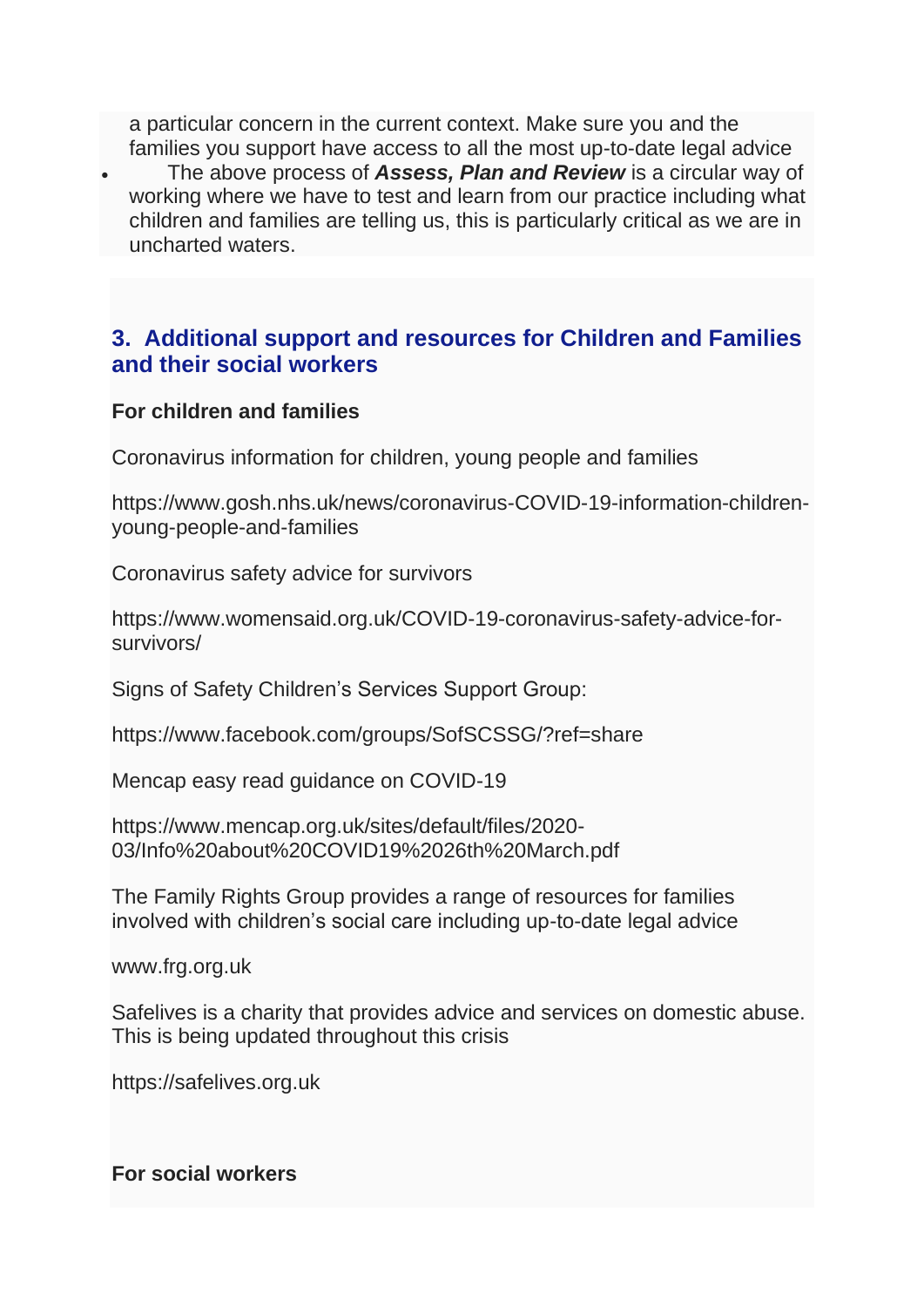a particular concern in the current context. Make sure you and the families you support have access to all the most up-to-date legal advice

- The above process of ***Assess, Plan and Review*** is a circular way of working where we have to test and learn from our practice including what children and families are telling us, this is particularly critical as we are in uncharted waters.

## 3. Additional support and resources for Children and Families and their social workers

**For children and families**

Coronavirus information for children, young people and families

https://www.gosh.nhs.uk/news/coronavirus-COVID-19-information-children-young-people-and-families

Coronavirus safety advice for survivors

https://www.womensaid.org.uk/COVID-19-coronavirus-safety-advice-for-survivors/

Signs of Safety Children's Services Support Group:

https://www.facebook.com/groups/SofSCSSG/?ref=share

Mencap easy read guidance on COVID-19

https://www.mencap.org.uk/sites/default/files/2020-03/Info%20about%20COVID19%2026th%20March.pdf

The Family Rights Group provides a range of resources for families involved with children's social care including up-to-date legal advice

www.frg.org.uk

Safelives is a charity that provides advice and services on domestic abuse. This is being updated throughout this crisis

https://safelives.org.uk

**For social workers**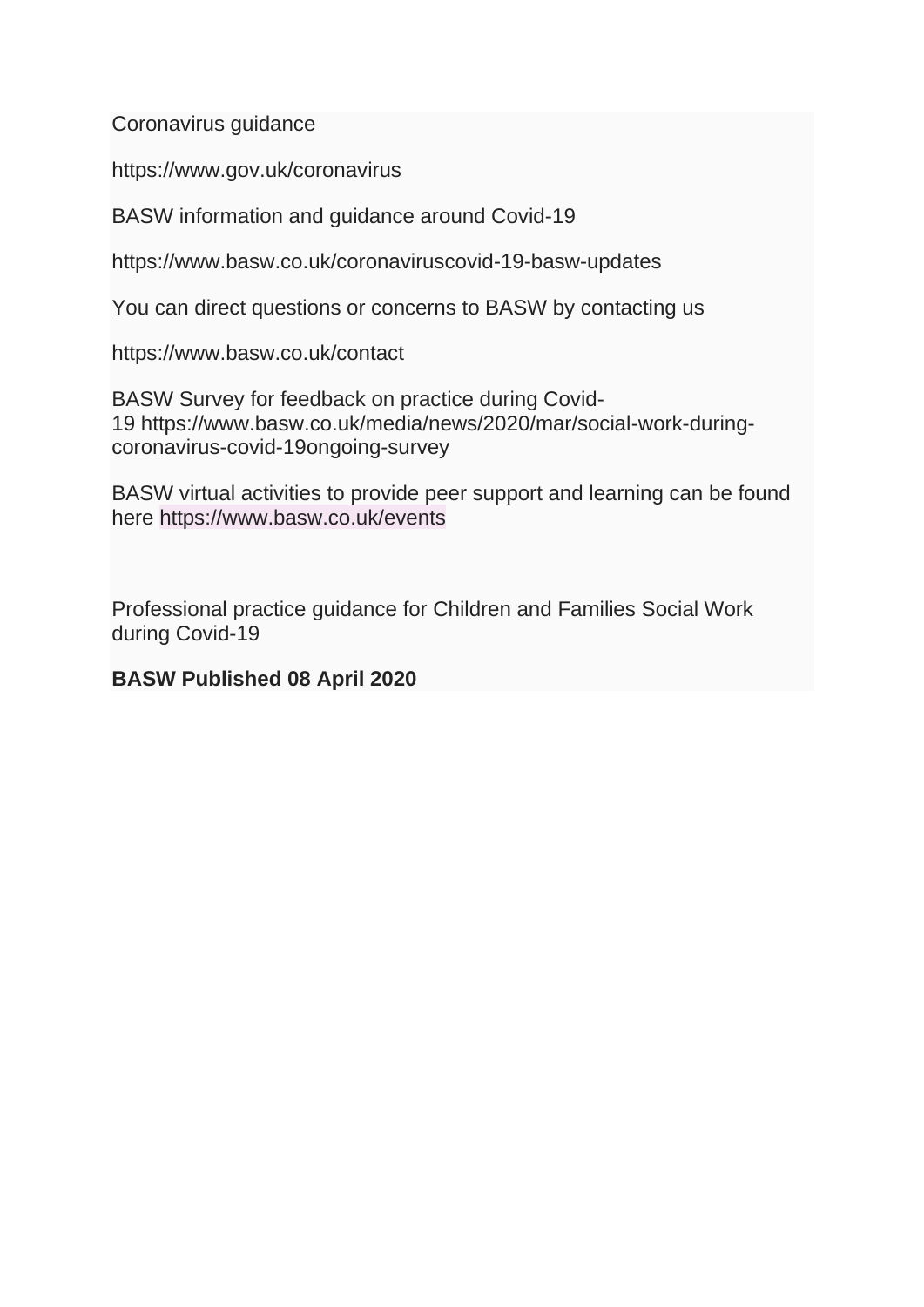Coronavirus guidance

https://www.gov.uk/coronavirus

BASW information and guidance around Covid-19

https://www.basw.co.uk/coronaviruscovid-19-basw-updates

You can direct questions or concerns to BASW by contacting us

https://www.basw.co.uk/contact

BASW Survey for feedback on practice during Covid-19 https://www.basw.co.uk/media/news/2020/mar/social-work-during-coronavirus-covid-19ongoing-survey

BASW virtual activities to provide peer support and learning can be found here https://www.basw.co.uk/events

Professional practice guidance for Children and Families Social Work during Covid-19

**BASW Published 08 April 2020**